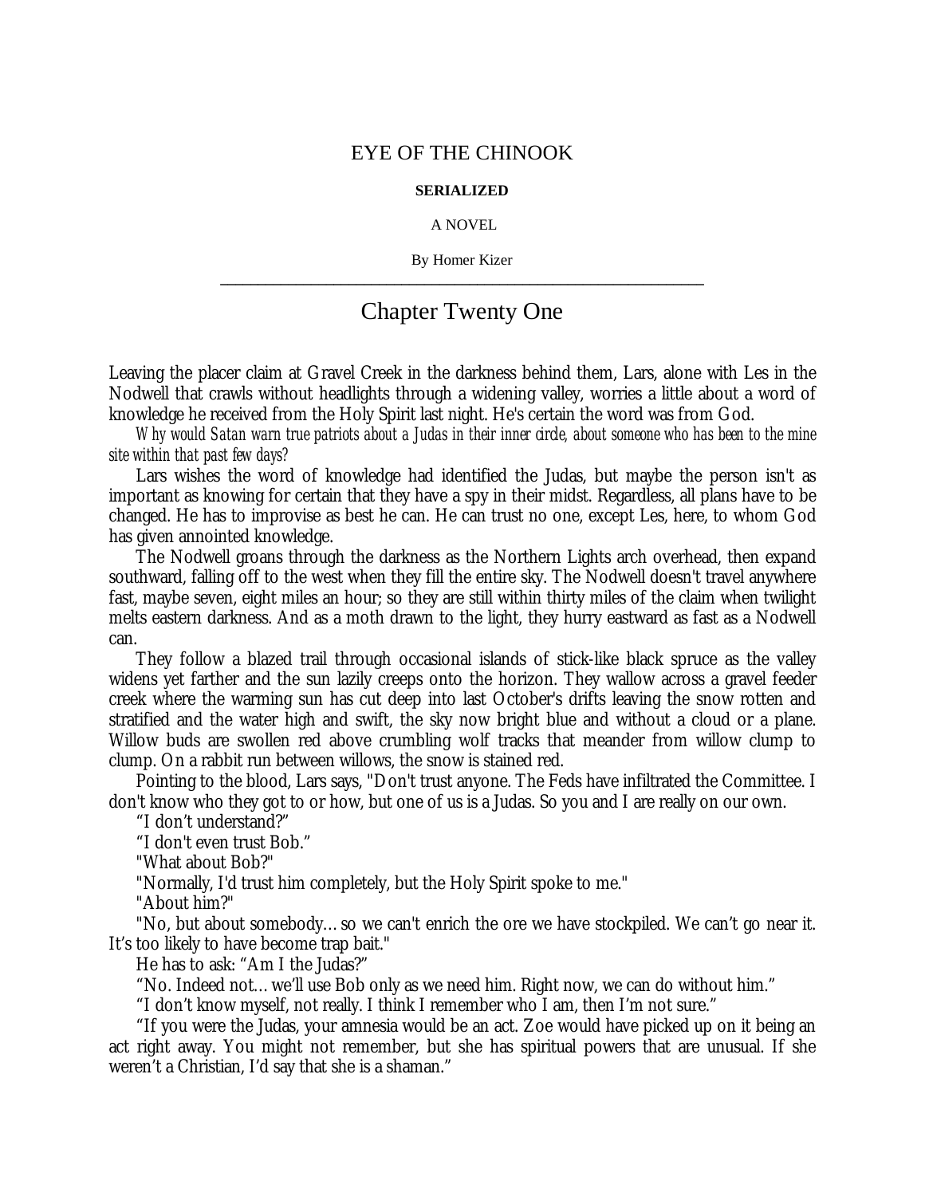# EYE OF THE CHINOOK

**SERIALIZED**

A NOVEL

By Homer Kizer

---

## Chapter Twenty One

Leaving the placer claim at Gravel Creek in the darkness behind them, Lars, alone with Les in the Nodwell that crawls without headlights through a widening valley, worries a little about a word of knowledge he received from the Holy Spirit last night. He's certain the word was from God.

*Why would Satan warn true patriots about a Judas in their inner circle, about someone who has been to the mine site within that past few days?*

Lars wishes the word of knowledge had identified the Judas, but maybe the person isn't as important as knowing for certain that they have a spy in their midst. Regardless, all plans have to be changed. He has to improvise as best he can. He can trust no one, except Les, here, to whom God has given annointed knowledge.

The Nodwell groans through the darkness as the Northern Lights arch overhead, then expand southward, falling off to the west when they fill the entire sky. The Nodwell doesn't travel anywhere fast, maybe seven, eight miles an hour; so they are still within thirty miles of the claim when twilight melts eastern darkness. And as a moth drawn to the light, they hurry eastward as fast as a Nodwell can.

They follow a blazed trail through occasional islands of stick-like black spruce as the valley widens yet farther and the sun lazily creeps onto the horizon. They wallow across a gravel feeder creek where the warming sun has cut deep into last October's drifts leaving the snow rotten and stratified and the water high and swift, the sky now bright blue and without a cloud or a plane. Willow buds are swollen red above crumbling wolf tracks that meander from willow clump to clump. On a rabbit run between willows, the snow is stained red.

Pointing to the blood, Lars says, "Don't trust anyone. The Feds have infiltrated the Committee. I don't know who they got to or how, but one of us is a Judas. So you and I are really on our own.

"I don't understand?"

"I don't even trust Bob."

"What about Bob?"

"Normally, I'd trust him completely, but the Holy Spirit spoke to me."

"About him?"

"No, but about somebody… so we can't enrich the ore we have stockpiled. We can't go near it. It's too likely to have become trap bait."

He has to ask: "Am I the Judas?"

"No. Indeed not… we'll use Bob only as we need him. Right now, we can do without him."

"I don't know myself, not really. I think I remember who I am, then I'm not sure."

"If you were the Judas, your amnesia would be an act. Zoe would have picked up on it being an act right away. You might not remember, but she has spiritual powers that are unusual. If she weren't a Christian, I'd say that she is a shaman."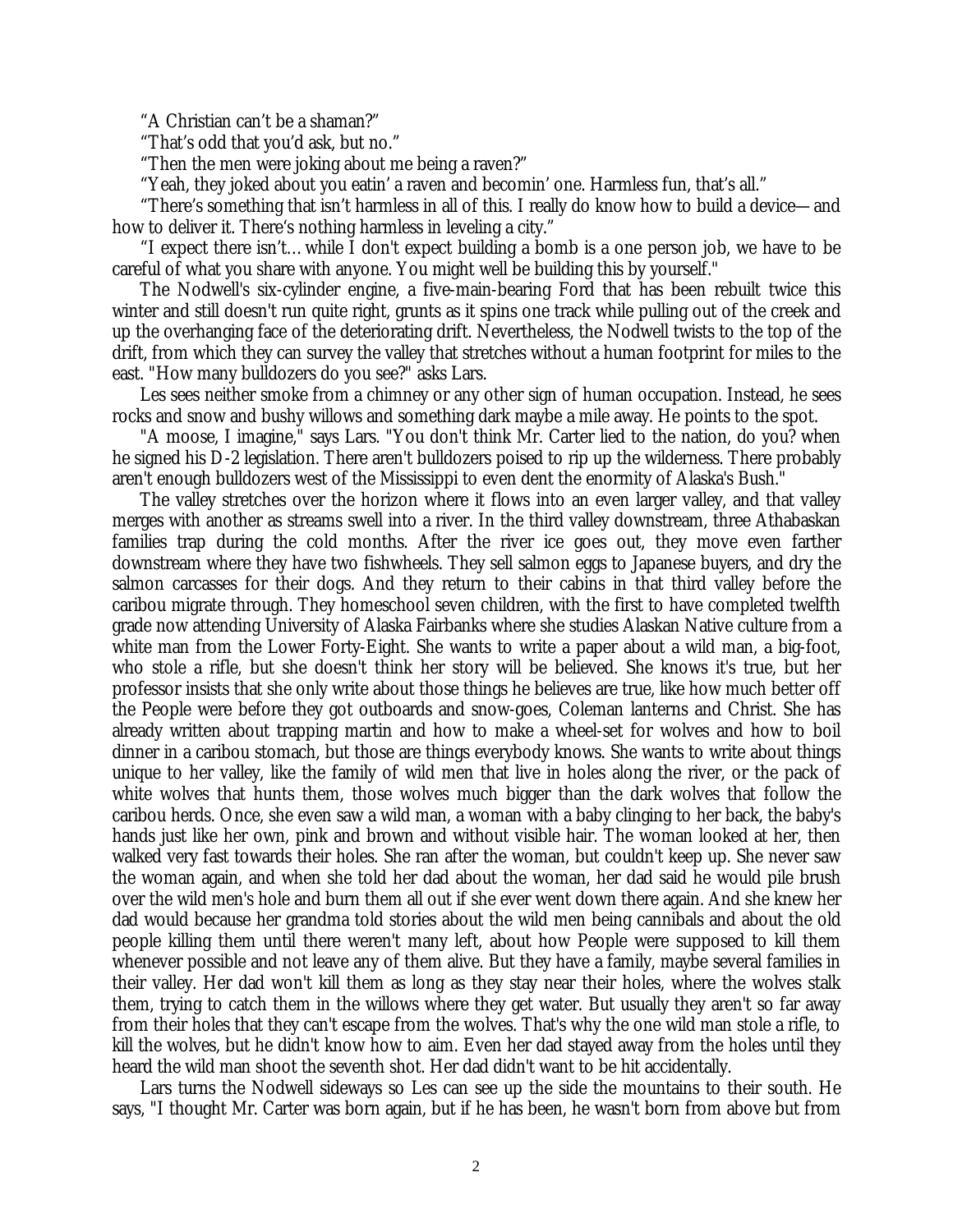"A Christian can't be a shaman?"

"That's odd that you'd ask, but no."

"Then the men were joking about me being a raven?"

"Yeah, they joked about you eatin' a raven and becomin' one. Harmless fun, that's all."

"There's something that isn't harmless in all of this. I really do know how to build a device—and how to deliver it. There's nothing harmless in leveling a city."

"I expect there isn't… while I don't expect building a bomb is a one person job, we have to be careful of what you share with anyone. You might well be building this by yourself."

The Nodwell's six-cylinder engine, a five-main-bearing Ford that has been rebuilt twice this winter and still doesn't run quite right, grunts as it spins one track while pulling out of the creek and up the overhanging face of the deteriorating drift. Nevertheless, the Nodwell twists to the top of the drift, from which they can survey the valley that stretches without a human footprint for miles to the east. "How many bulldozers do you see?" asks Lars.

Les sees neither smoke from a chimney or any other sign of human occupation. Instead, he sees rocks and snow and bushy willows and something dark maybe a mile away. He points to the spot.

"A moose, I imagine," says Lars. "You don't think Mr. Carter lied to the nation, do you? when he signed his D-2 legislation. There aren't bulldozers poised to rip up the wilderness. There probably aren't enough bulldozers west of the Mississippi to even dent the enormity of Alaska's Bush."

The valley stretches over the horizon where it flows into an even larger valley, and that valley merges with another as streams swell into a river. In the third valley downstream, three Athabaskan families trap during the cold months. After the river ice goes out, they move even farther downstream where they have two fishwheels. They sell salmon eggs to Japanese buyers, and dry the salmon carcasses for their dogs. And they return to their cabins in that third valley before the caribou migrate through. They homeschool seven children, with the first to have completed twelfth grade now attending University of Alaska Fairbanks where she studies Alaskan Native culture from a white man from the Lower Forty-Eight. She wants to write a paper about a wild man, a big-foot, who stole a rifle, but she doesn't think her story will be believed. She knows it's true, but her professor insists that she only write about those things he believes are true, like how much better off the People were before they got outboards and snow-goes, Coleman lanterns and Christ. She has already written about trapping martin and how to make a wheel-set for wolves and how to boil dinner in a caribou stomach, but those are things everybody knows. She wants to write about things unique to her valley, like the family of wild men that live in holes along the river, or the pack of white wolves that hunts them, those wolves much bigger than the dark wolves that follow the caribou herds. Once, she even saw a wild man, a woman with a baby clinging to her back, the baby's hands just like her own, pink and brown and without visible hair. The woman looked at her, then walked very fast towards their holes. She ran after the woman, but couldn't keep up. She never saw the woman again, and when she told her dad about the woman, her dad said he would pile brush over the wild men's hole and burn them all out if she ever went down there again. And she knew her dad would because her grandma told stories about the wild men being cannibals and about the old people killing them until there weren't many left, about how People were supposed to kill them whenever possible and not leave any of them alive. But they have a family, maybe several families in their valley. Her dad won't kill them as long as they stay near their holes, where the wolves stalk them, trying to catch them in the willows where they get water. But usually they aren't so far away from their holes that they can't escape from the wolves. That's why the one wild man stole a rifle, to kill the wolves, but he didn't know how to aim. Even her dad stayed away from the holes until they heard the wild man shoot the seventh shot. Her dad didn't want to be hit accidentally.

Lars turns the Nodwell sideways so Les can see up the side the mountains to their south. He says, "I thought Mr. Carter was born again, but if he has been, he wasn't born from above but from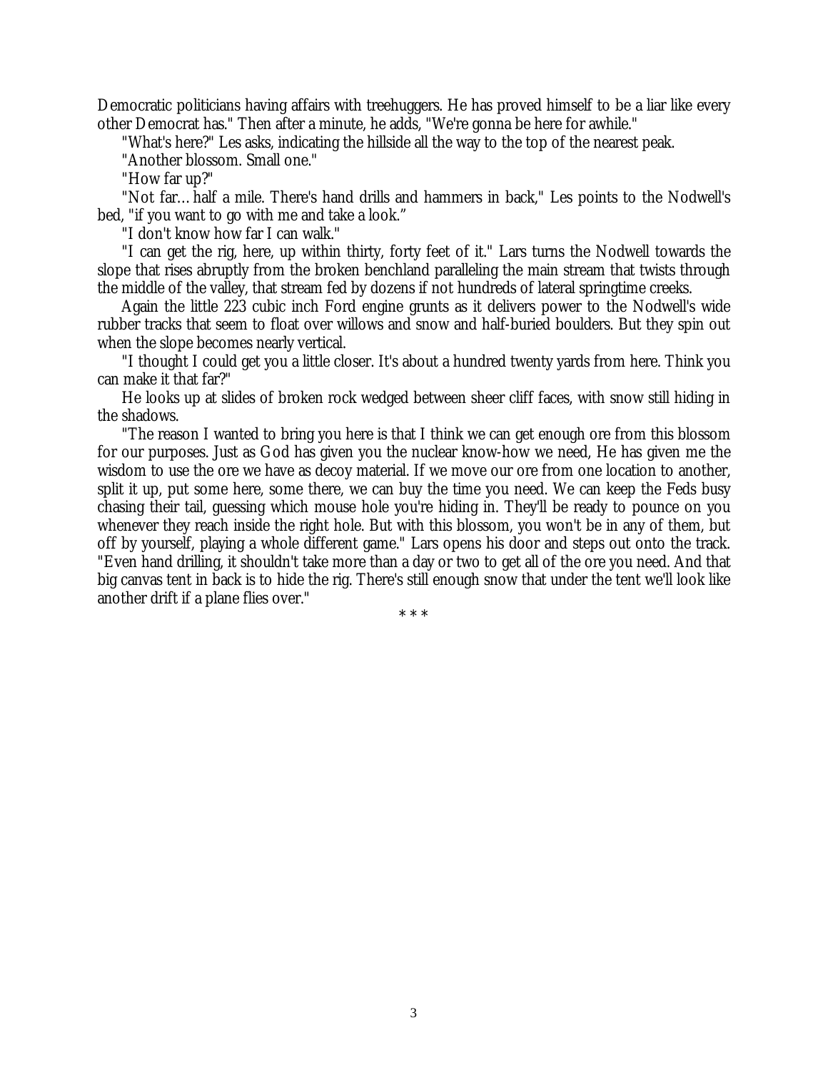Democratic politicians having affairs with treehuggers. He has proved himself to be a liar like every other Democrat has." Then after a minute, he adds, "We're gonna be here for awhile."

"What's here?" Les asks, indicating the hillside all the way to the top of the nearest peak.

"Another blossom. Small one."

"How far up?"

"Not far…half a mile. There's hand drills and hammers in back," Les points to the Nodwell's bed, "if you want to go with me and take a look."

"I don't know how far I can walk."

"I can get the rig, here, up within thirty, forty feet of it." Lars turns the Nodwell towards the slope that rises abruptly from the broken benchland paralleling the main stream that twists through the middle of the valley, that stream fed by dozens if not hundreds of lateral springtime creeks.

Again the little 223 cubic inch Ford engine grunts as it delivers power to the Nodwell's wide rubber tracks that seem to float over willows and snow and half-buried boulders. But they spin out when the slope becomes nearly vertical.

"I thought I could get you a little closer. It's about a hundred twenty yards from here. Think you can make it that far?"

He looks up at slides of broken rock wedged between sheer cliff faces, with snow still hiding in the shadows.

"The reason I wanted to bring you here is that I think we can get enough ore from this blossom for our purposes. Just as God has given you the nuclear know-how we need, He has given me the wisdom to use the ore we have as decoy material. If we move our ore from one location to another, split it up, put some here, some there, we can buy the time you need. We can keep the Feds busy chasing their tail, guessing which mouse hole you're hiding in. They'll be ready to pounce on you whenever they reach inside the right hole. But with this blossom, you won't be in any of them, but off by yourself, playing a whole different game." Lars opens his door and steps out onto the track. "Even hand drilling, it shouldn't take more than a day or two to get all of the ore you need. And that big canvas tent in back is to hide the rig. There's still enough snow that under the tent we'll look like another drift if a plane flies over."

\* \* \*